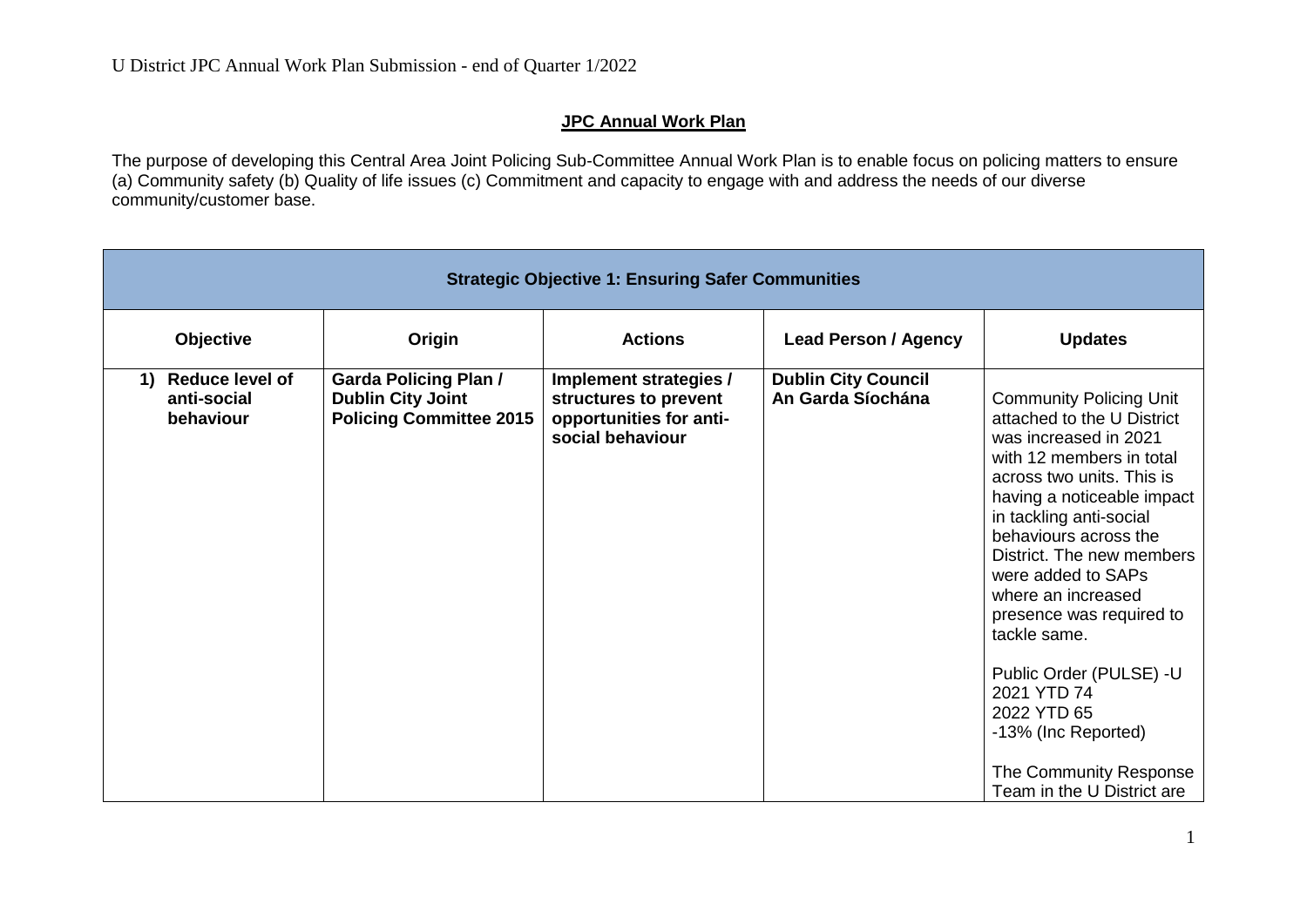U District JPC Annual Work Plan Submission - end of Quarter 1/2022

## JPC Annual Work Plan

The purpose of developing this Central Area Joint Policing Sub-Committee Annual Work Plan is to enable focus on policing matters to ensure (a) Community safety (b) Quality of life issues (c) Commitment and capacity to engage with and address the needs of our diverse community/customer base.

| **Strategic Objective 1: Ensuring Safer Communities** | | | | |
|---|---|---|---|---|
| **Objective** | **Origin** | **Actions** | **Lead Person / Agency** | **Updates** |
| **1) Reduce level of anti-social behaviour** | **Garda Policing Plan / Dublin City Joint Policing Committee 2015** | **Implement strategies / structures to prevent opportunities for anti-social behaviour** | **Dublin City Council An Garda Síochána** | Community Policing Unit attached to the U District was increased in 2021 with 12 members in total across two units. This is having a noticeable impact in tackling anti-social behaviours across the District. The new members were added to SAPs where an increased presence was required to tackle same.<br><br>Public Order (PULSE) -U<br>2021 YTD 74<br>2022 YTD 65<br>-13% (Inc Reported)<br><br>The Community Response Team in the U District are |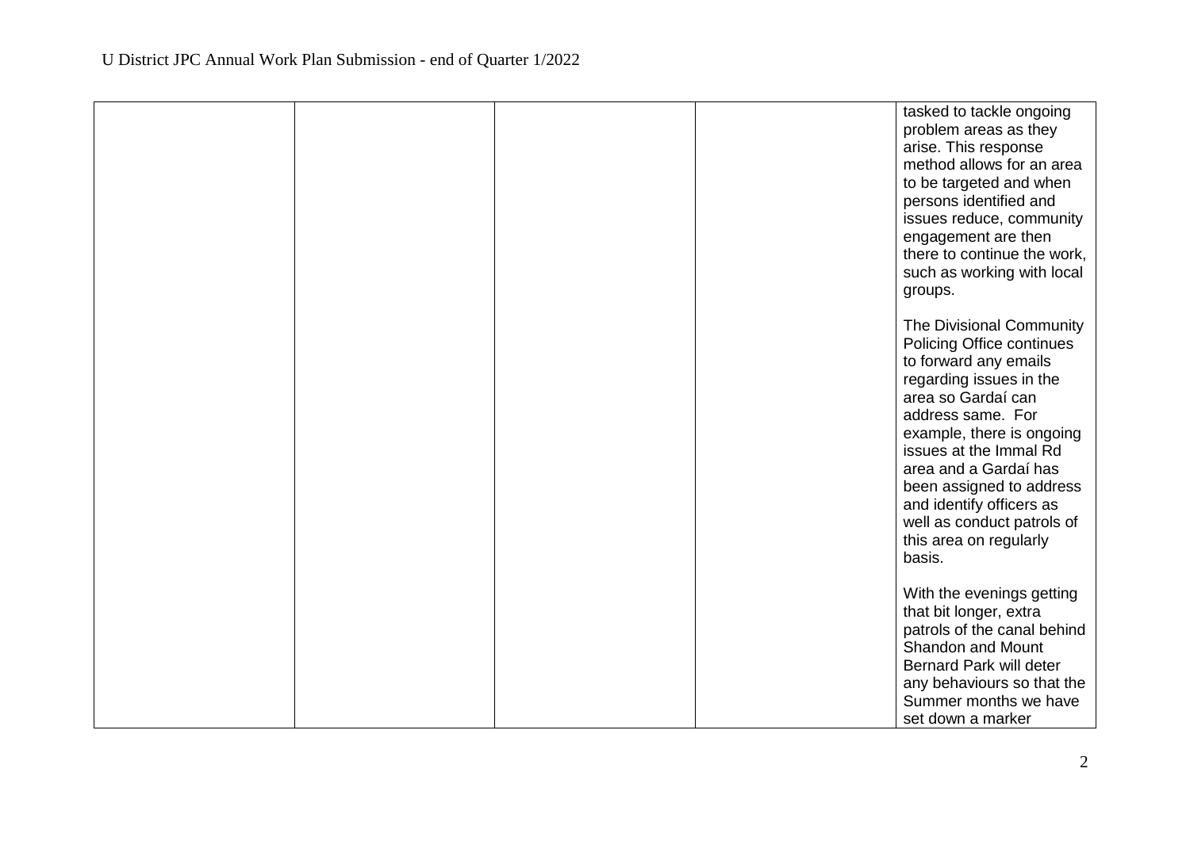| | | | | |
|---|---|---|---|---|
| | | | | tasked to tackle ongoing problem areas as they arise. This response method allows for an area to be targeted and when persons identified and issues reduce, community engagement are then there to continue the work, such as working with local groups.<br><br>The Divisional Community Policing Office continues to forward any emails regarding issues in the area so Gardaí can address same. For example, there is ongoing issues at the Immal Rd area and a Gardaí has been assigned to address and identify officers as well as conduct patrols of this area on regularly basis.<br><br>With the evenings getting that bit longer, extra patrols of the canal behind Shandon and Mount Bernard Park will deter any behaviours so that the Summer months we have set down a marker |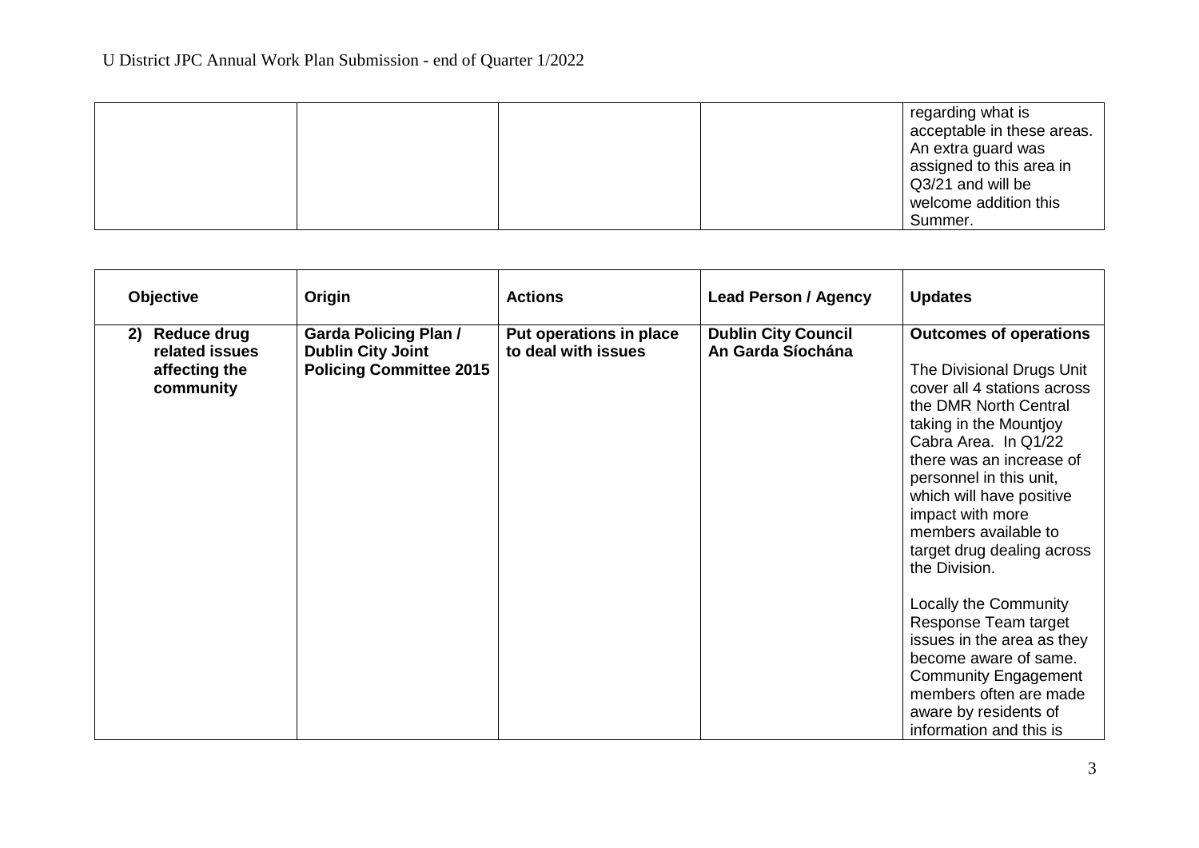| | | | | regarding what is acceptable in these areas. An extra guard was assigned to this area in Q3/21 and will be welcome addition this Summer. |
|---|---|---|---|---|

| Objective | Origin | Actions | Lead Person / Agency | Updates |
|---|---|---|---|---|
| **2) Reduce drug related issues affecting the community** | **Garda Policing Plan / Dublin City Joint Policing Committee 2015** | **Put operations in place to deal with issues** | **Dublin City Council An Garda Síochána** | **Outcomes of operations**<br><br>The Divisional Drugs Unit cover all 4 stations across the DMR North Central taking in the Mountjoy Cabra Area. In Q1/22 there was an increase of personnel in this unit, which will have positive impact with more members available to target drug dealing across the Division.<br><br>Locally the Community Response Team target issues in the area as they become aware of same. Community Engagement members often are made aware by residents of information and this is |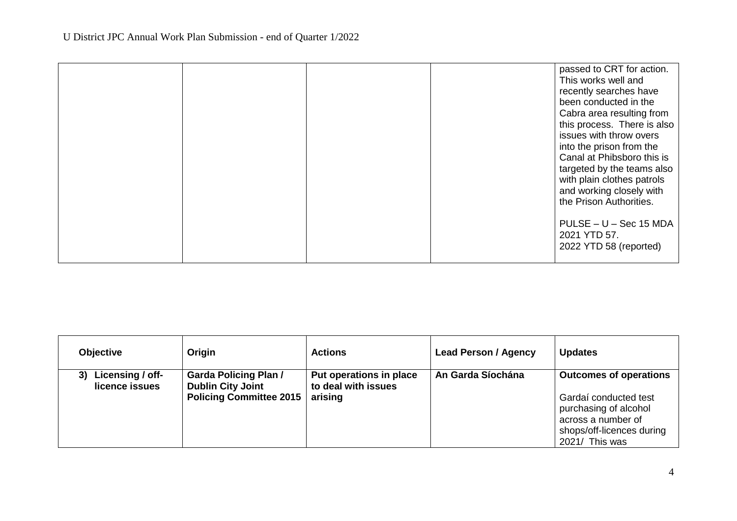| | | | | passed to CRT for action. This works well and recently searches have been conducted in the Cabra area resulting from this process. There is also issues with throw overs into the prison from the Canal at Phibsboro this is targeted by the teams also with plain clothes patrols and working closely with the Prison Authorities.<br><br>PULSE – U – Sec 15 MDA<br>2021 YTD 57.<br>2022 YTD 58 (reported) |
|---|---|---|---|---|

| Objective | Origin | Actions | Lead Person / Agency | Updates |
|---|---|---|---|---|
| 3) Licensing / off-licence issues | **Garda Policing Plan / Dublin City Joint Policing Committee 2015** | **Put operations in place to deal with issues arising** | **An Garda Síochána** | **Outcomes of operations**<br><br>Gardaí conducted test purchasing of alcohol across a number of shops/off-licences during 2021/ This was |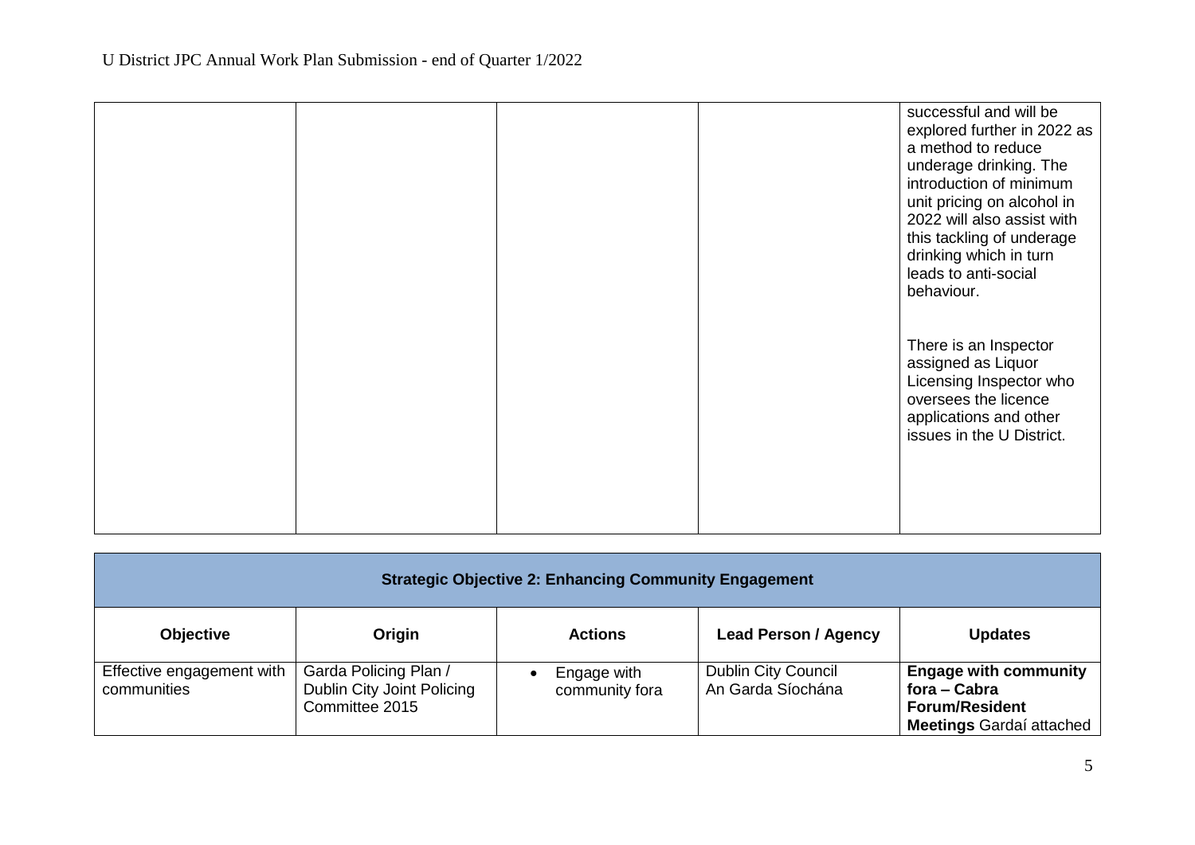| | | | | successful and will be explored further in 2022 as a method to reduce underage drinking. The introduction of minimum unit pricing on alcohol in 2022 will also assist with this tackling of underage drinking which in turn leads to anti-social behaviour.<br><br>There is an Inspector assigned as Liquor Licensing Inspector who oversees the licence applications and other issues in the U District. |
|---|---|---|---|---|

| **Strategic Objective 2: Enhancing Community Engagement** | | | | |
|---|---|---|---|---|
| **Objective** | **Origin** | **Actions** | **Lead Person / Agency** | **Updates** |
| Effective engagement with communities | Garda Policing Plan / Dublin City Joint Policing Committee 2015 | • Engage with community fora | Dublin City Council<br>An Garda Síochána | **Engage with community fora – Cabra Forum/Resident Meetings** Gardaí attached |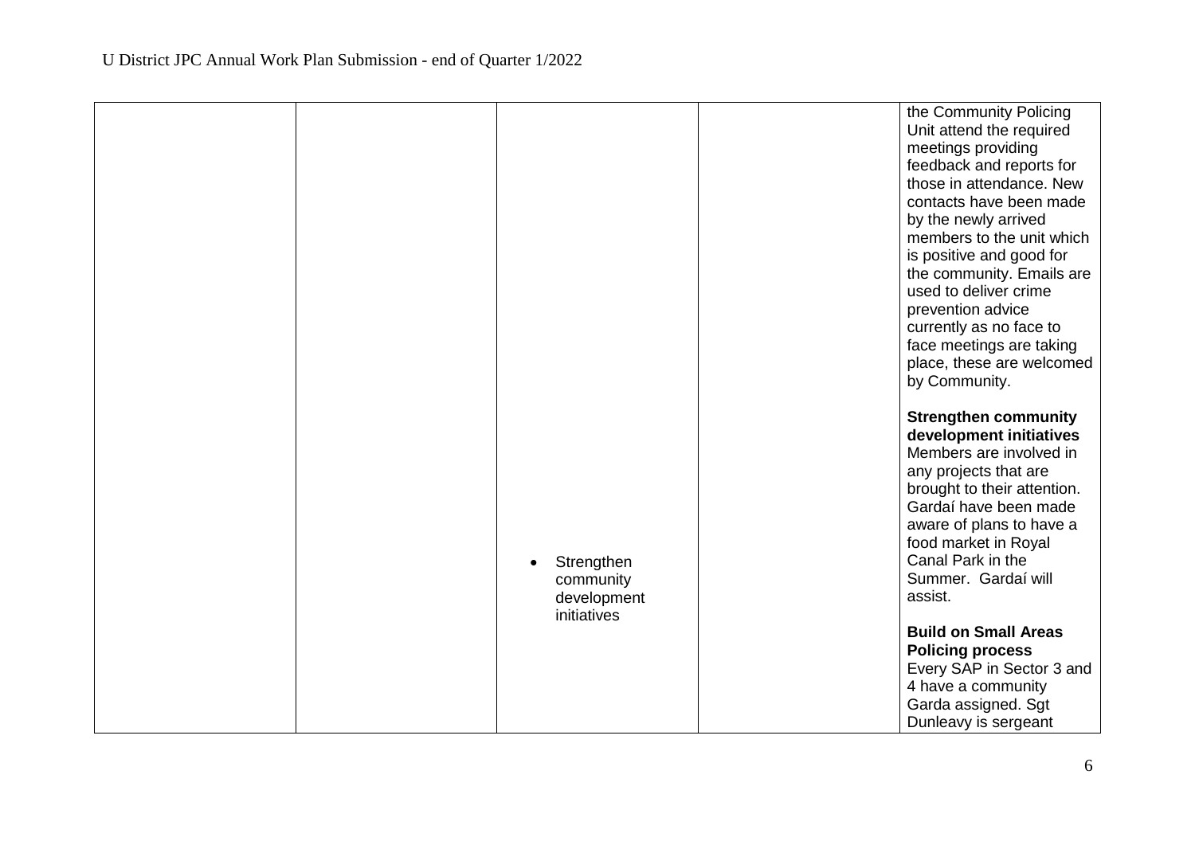| | | | | |
|---|---|---|---|---|
| | | • Strengthen community development initiatives | | the Community Policing Unit attend the required meetings providing feedback and reports for those in attendance. New contacts have been made by the newly arrived members to the unit which is positive and good for the community. Emails are used to deliver crime prevention advice currently as no face to face meetings are taking place, these are welcomed by Community.<br><br>**Strengthen community development initiatives**<br>Members are involved in any projects that are brought to their attention. Gardaí have been made aware of plans to have a food market in Royal Canal Park in the Summer. Gardaí will assist.<br><br>**Build on Small Areas Policing process**<br>Every SAP in Sector 3 and 4 have a community Garda assigned. Sgt Dunleavy is sergeant |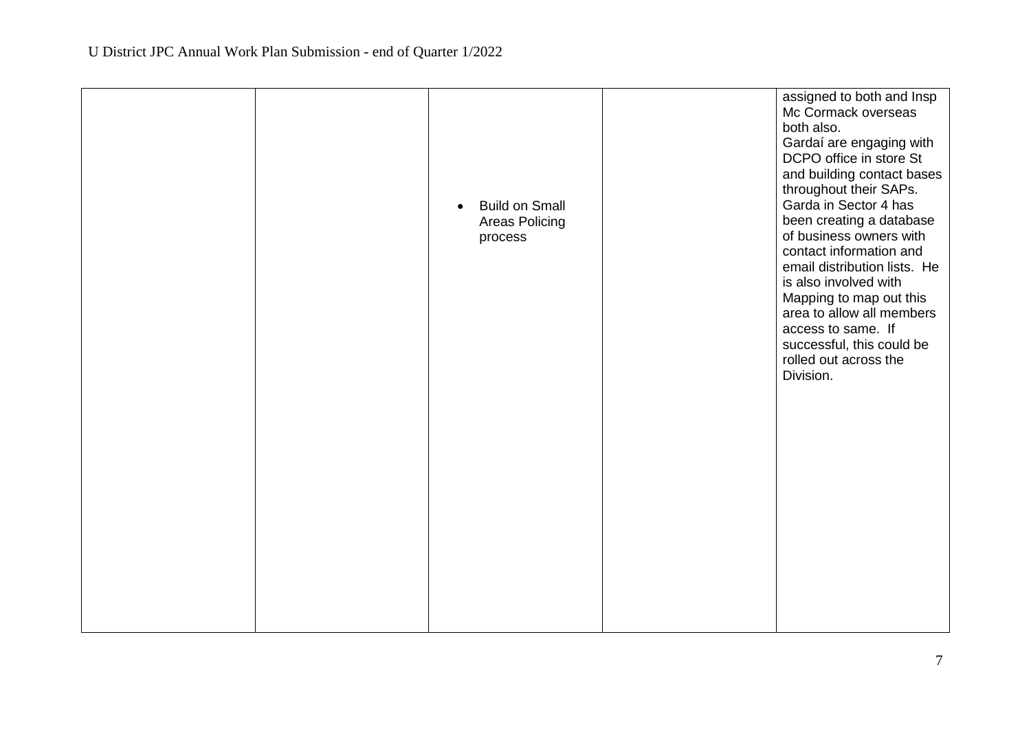|  |  |  |  |  |
|---|---|---|---|---|
|  |  | • Build on Small Areas Policing process |  | assigned to both and Insp Mc Cormack overseas both also. Gardaí are engaging with DCPO office in store St and building contact bases throughout their SAPs. Garda in Sector 4 has been creating a database of business owners with contact information and email distribution lists. He is also involved with Mapping to map out this area to allow all members access to same. If successful, this could be rolled out across the Division. |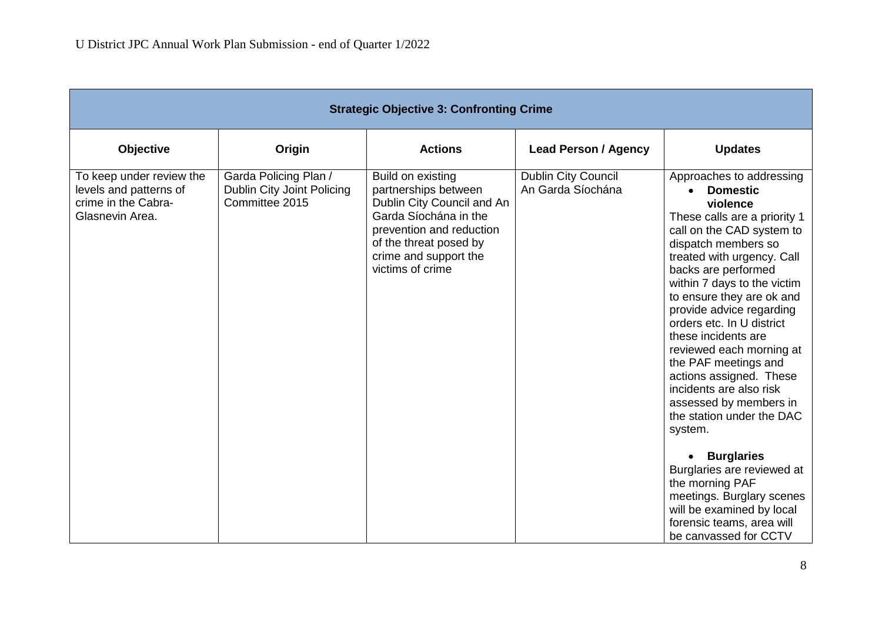| Strategic Objective 3: Confronting Crime | | | | |
|---|---|---|---|---|
| **Objective** | **Origin** | **Actions** | **Lead Person / Agency** | **Updates** |
| To keep under review the levels and patterns of crime in the Cabra-Glasnevin Area. | Garda Policing Plan / Dublin City Joint Policing Committee 2015 | Build on existing partnerships between Dublin City Council and An Garda Síochána in the prevention and reduction of the threat posed by crime and support the victims of crime | Dublin City Council<br>An Garda Síochána | Approaches to addressing<br>• **Domestic violence**<br>These calls are a priority 1 call on the CAD system to dispatch members so treated with urgency. Call backs are performed within 7 days to the victim to ensure they are ok and provide advice regarding orders etc. In U district these incidents are reviewed each morning at the PAF meetings and actions assigned. These incidents are also risk assessed by members in the station under the DAC system.<br><br>• **Burglaries**<br>Burglaries are reviewed at the morning PAF meetings. Burglary scenes will be examined by local forensic teams, area will be canvassed for CCTV |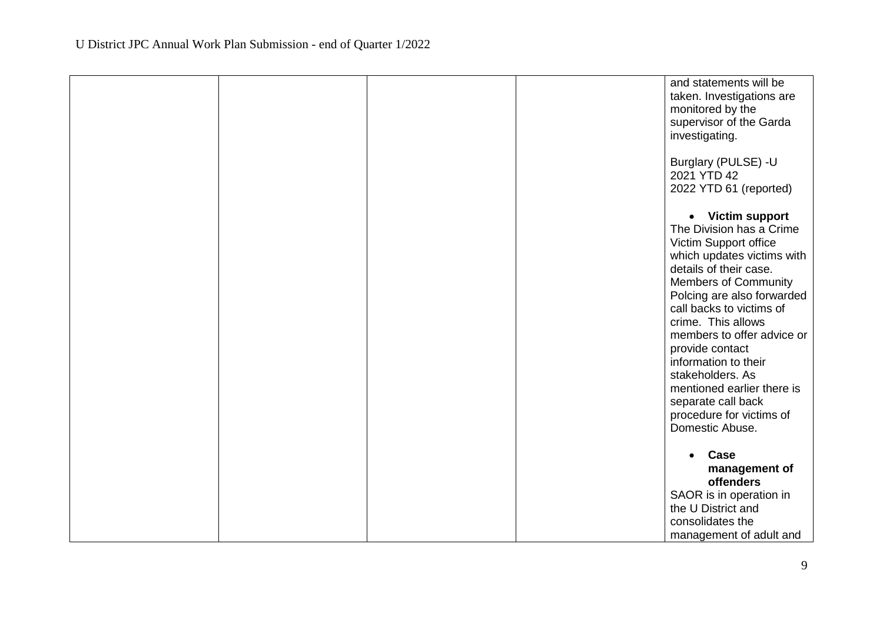| | | | | |
|---|---|---|---|---|
| | | | | and statements will be taken. Investigations are monitored by the supervisor of the Garda investigating.<br><br>Burglary (PULSE) -U<br>2021 YTD 42<br>2022 YTD 61 (reported)<br><br>• **Victim support**<br>The Division has a Crime Victim Support office which updates victims with details of their case. Members of Community Polcing are also forwarded call backs to victims of crime. This allows members to offer advice or provide contact information to their stakeholders. As mentioned earlier there is separate call back procedure for victims of Domestic Abuse.<br><br>• **Case management of offenders**<br>SAOR is in operation in the U District and consolidates the management of adult and |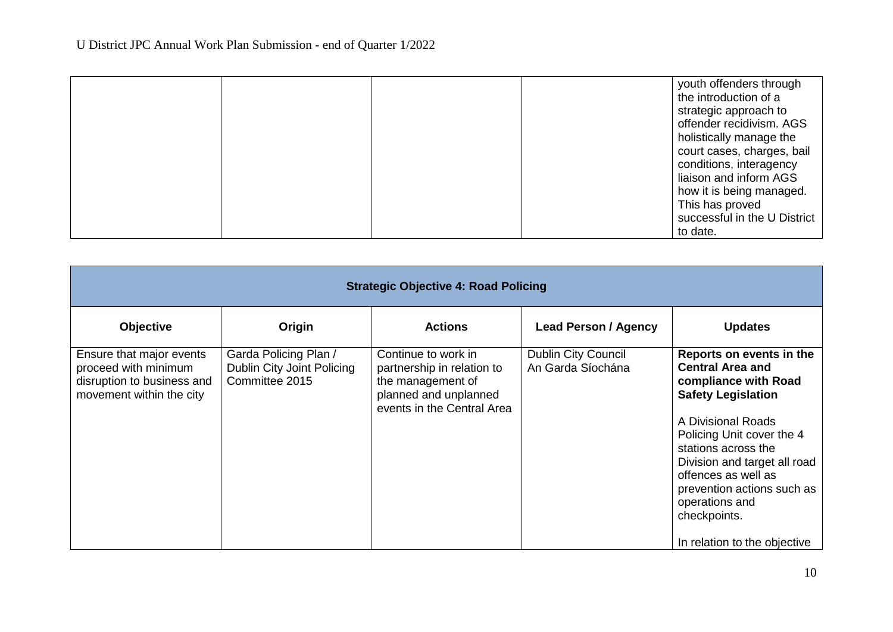| | | | | youth offenders through the introduction of a strategic approach to offender recidivism. AGS holistically manage the court cases, charges, bail conditions, interagency liaison and inform AGS how it is being managed. This has proved successful in the U District to date. |
|---|---|---|---|---|

| **Strategic Objective 4: Road Policing** | | | | |
|---|---|---|---|---|
| **Objective** | **Origin** | **Actions** | **Lead Person / Agency** | **Updates** |
| Ensure that major events proceed with minimum disruption to business and movement within the city | Garda Policing Plan / Dublin City Joint Policing Committee 2015 | Continue to work in partnership in relation to the management of planned and unplanned events in the Central Area | Dublin City Council<br>An Garda Síochána | **Reports on events in the Central Area and compliance with Road Safety Legislation**<br><br>A Divisional Roads Policing Unit cover the 4 stations across the Division and target all road offences as well as prevention actions such as operations and checkpoints.<br><br>In relation to the objective |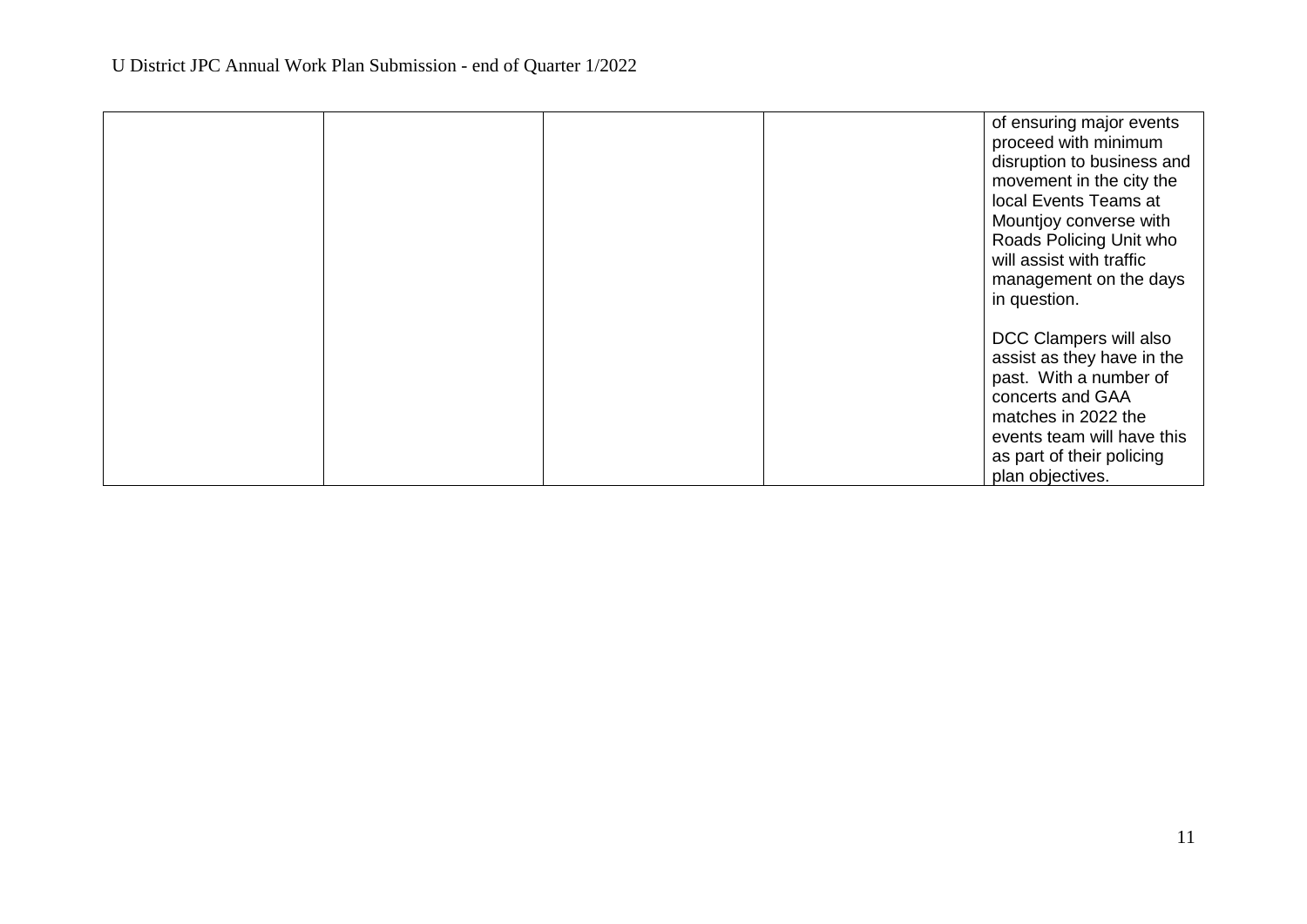| | | | | |
|---|---|---|---|---|
| | | | | of ensuring major events proceed with minimum disruption to business and movement in the city the local Events Teams at Mountjoy converse with Roads Policing Unit who will assist with traffic management on the days in question.<br><br>DCC Clampers will also assist as they have in the past. With a number of concerts and GAA matches in 2022 the events team will have this as part of their policing plan objectives. |